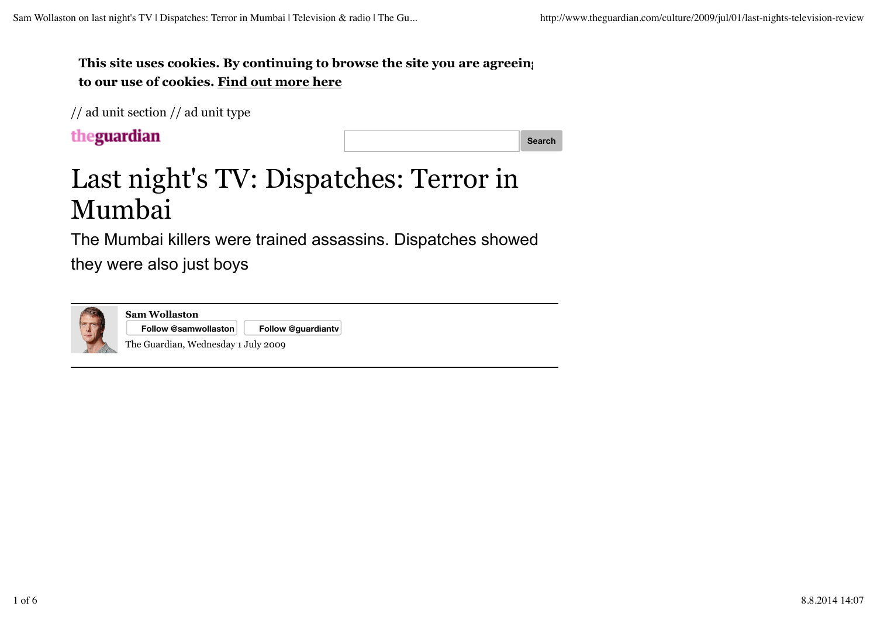**This site uses cookies. By continuing to browse the site you are agreeing to our use of cookies. Find out more here**

// ad unit section // ad unit type

theguardian

Search

# Last night's TV: Dispatches: Terror in Mumbai

The Mumbai killers were trained assassins. Dispatches showed they were also just boys

**Sam Wollaston**

Follow @samwollaston   Follow @guardiantv

The Guardian, Wednesday 1 July 2009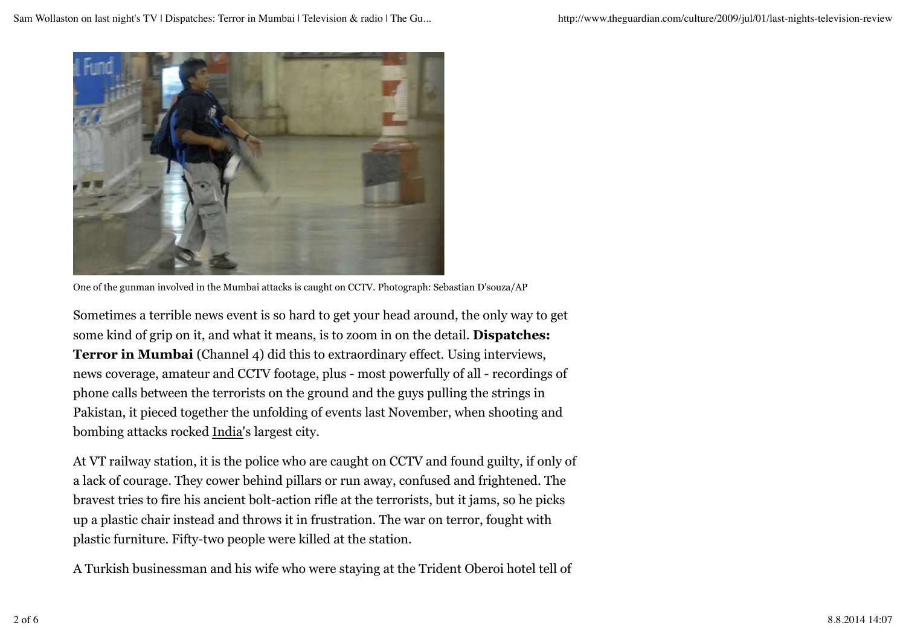One of the gunman involved in the Mumbai attacks is caught on CCTV. Photograph: Sebastian D'souza/AP

Sometimes a terrible news event is so hard to get your head around, the only way to get some kind of grip on it, and what it means, is to zoom in on the detail. **Dispatches: Terror in Mumbai** (Channel 4) did this to extraordinary effect. Using interviews, news coverage, amateur and CCTV footage, plus - most powerfully of all - recordings of phone calls between the terrorists on the ground and the guys pulling the strings in Pakistan, it pieced together the unfolding of events last November, when shooting and bombing attacks rocked India's largest city.

At VT railway station, it is the police who are caught on CCTV and found guilty, if only of a lack of courage. They cower behind pillars or run away, confused and frightened. The bravest tries to fire his ancient bolt-action rifle at the terrorists, but it jams, so he picks up a plastic chair instead and throws it in frustration. The war on terror, fought with plastic furniture. Fifty-two people were killed at the station.

A Turkish businessman and his wife who were staying at the Trident Oberoi hotel tell of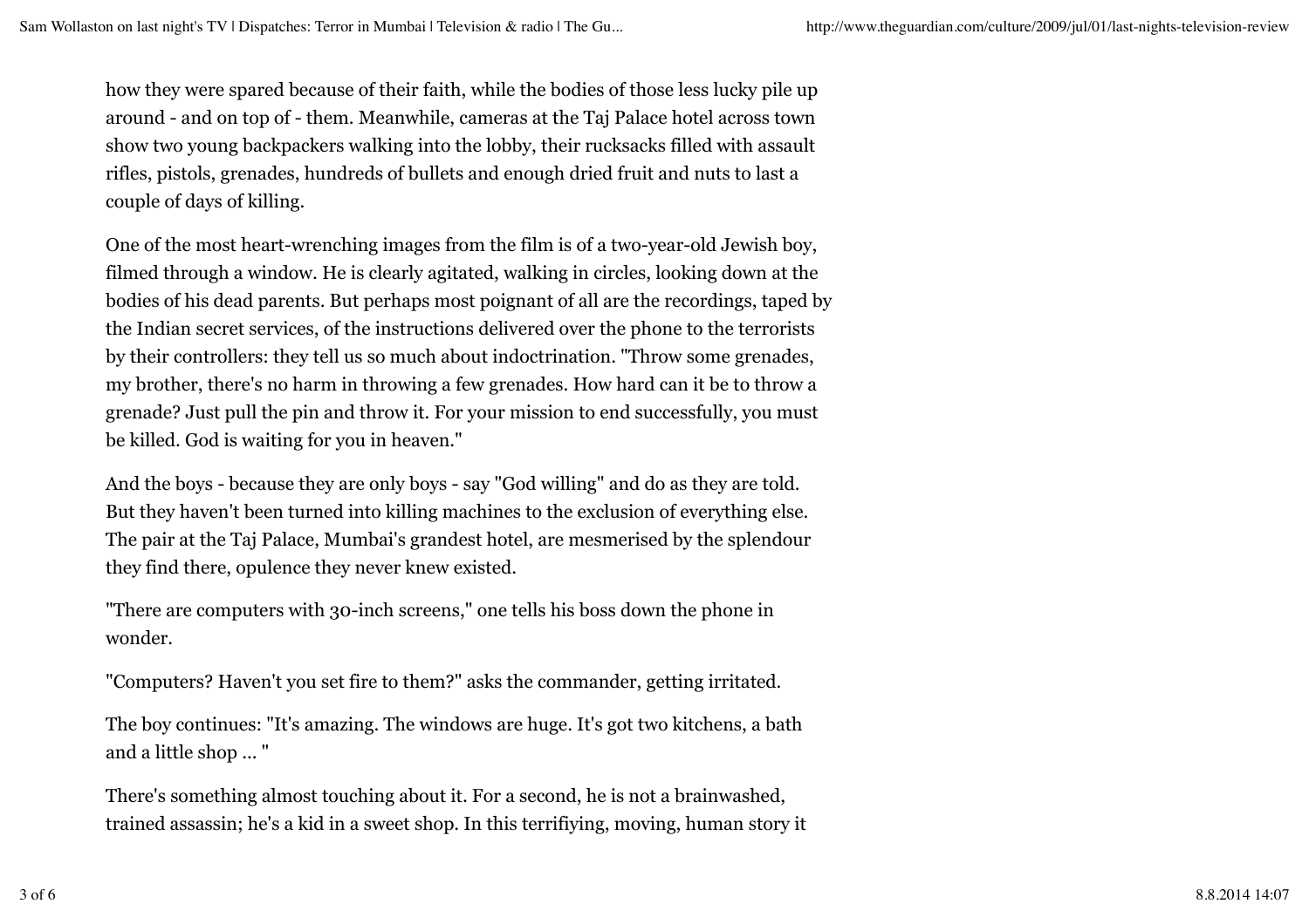how they were spared because of their faith, while the bodies of those less lucky pile up around - and on top of - them. Meanwhile, cameras at the Taj Palace hotel across town show two young backpackers walking into the lobby, their rucksacks filled with assault rifles, pistols, grenades, hundreds of bullets and enough dried fruit and nuts to last a couple of days of killing.

One of the most heart-wrenching images from the film is of a two-year-old Jewish boy, filmed through a window. He is clearly agitated, walking in circles, looking down at the bodies of his dead parents. But perhaps most poignant of all are the recordings, taped by the Indian secret services, of the instructions delivered over the phone to the terrorists by their controllers: they tell us so much about indoctrination. "Throw some grenades, my brother, there's no harm in throwing a few grenades. How hard can it be to throw a grenade? Just pull the pin and throw it. For your mission to end successfully, you must be killed. God is waiting for you in heaven."

And the boys - because they are only boys - say "God willing" and do as they are told. But they haven't been turned into killing machines to the exclusion of everything else. The pair at the Taj Palace, Mumbai's grandest hotel, are mesmerised by the splendour they find there, opulence they never knew existed.

"There are computers with 30-inch screens," one tells his boss down the phone in wonder.

"Computers? Haven't you set fire to them?" asks the commander, getting irritated.

The boy continues: "It's amazing. The windows are huge. It's got two kitchens, a bath and a little shop ... "

There's something almost touching about it. For a second, he is not a brainwashed, trained assassin; he's a kid in a sweet shop. In this terrifiying, moving, human story it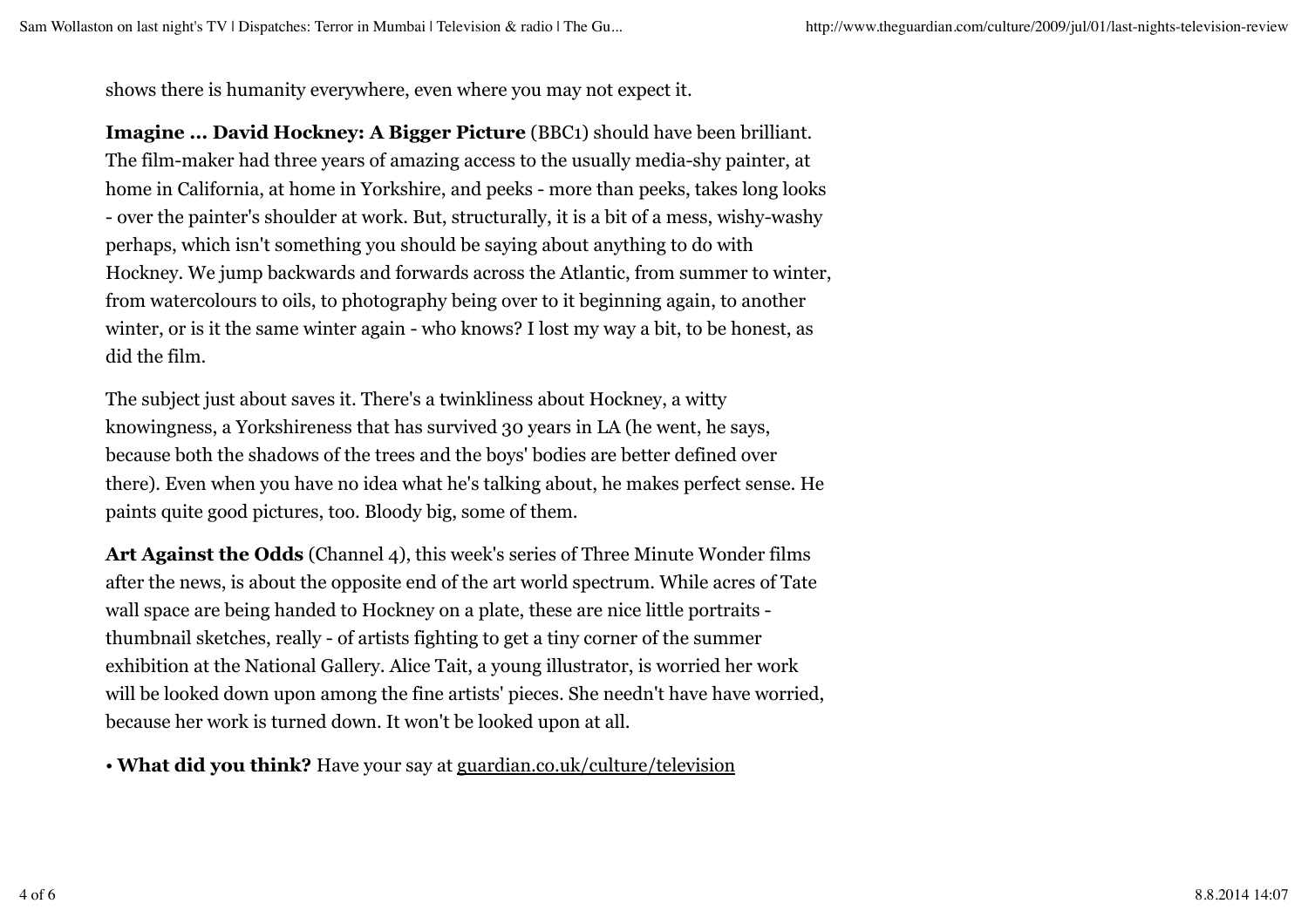shows there is humanity everywhere, even where you may not expect it.

**Imagine ... David Hockney: A Bigger Picture** (BBC1) should have been brilliant. The film-maker had three years of amazing access to the usually media-shy painter, at home in California, at home in Yorkshire, and peeks - more than peeks, takes long looks - over the painter's shoulder at work. But, structurally, it is a bit of a mess, wishy-washy perhaps, which isn't something you should be saying about anything to do with Hockney. We jump backwards and forwards across the Atlantic, from summer to winter, from watercolours to oils, to photography being over to it beginning again, to another winter, or is it the same winter again - who knows? I lost my way a bit, to be honest, as did the film.

The subject just about saves it. There's a twinkliness about Hockney, a witty knowingness, a Yorkshireness that has survived 30 years in LA (he went, he says, because both the shadows of the trees and the boys' bodies are better defined over there). Even when you have no idea what he's talking about, he makes perfect sense. He paints quite good pictures, too. Bloody big, some of them.

**Art Against the Odds** (Channel 4), this week's series of Three Minute Wonder films after the news, is about the opposite end of the art world spectrum. While acres of Tate wall space are being handed to Hockney on a plate, these are nice little portraits - thumbnail sketches, really - of artists fighting to get a tiny corner of the summer exhibition at the National Gallery. Alice Tait, a young illustrator, is worried her work will be looked down upon among the fine artists' pieces. She needn't have have worried, because her work is turned down. It won't be looked upon at all.

• **What did you think?** Have your say at guardian.co.uk/culture/television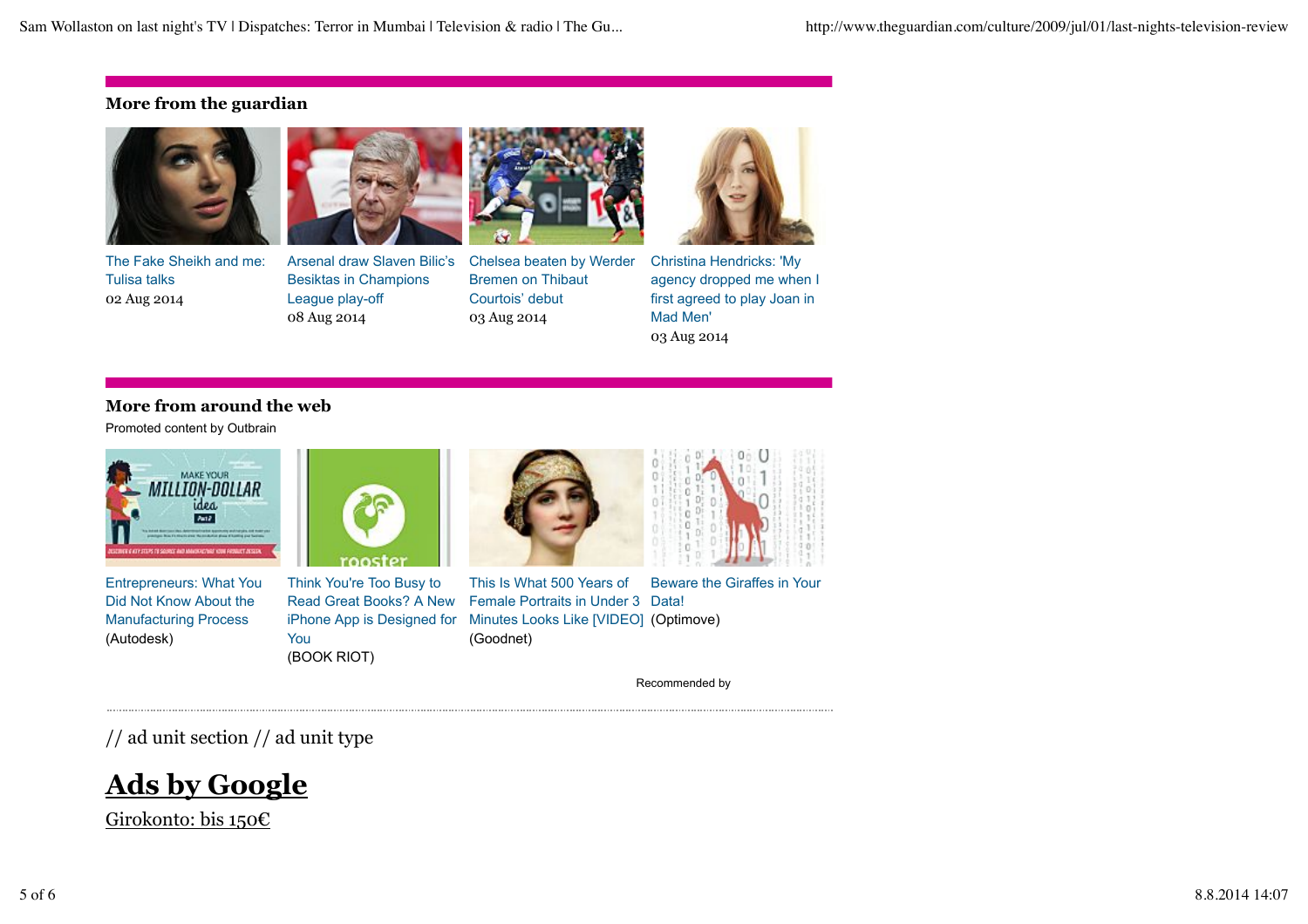### More from the guardian

The Fake Sheikh and me: Tulisa talks
02 Aug 2014

Arsenal draw Slaven Bilic's Besiktas in Champions League play-off
08 Aug 2014

Chelsea beaten by Werder Bremen on Thibaut Courtois' debut
03 Aug 2014

Christina Hendricks: 'My agency dropped me when I first agreed to play Joan in Mad Men'
03 Aug 2014

### More from around the web

Promoted content by Outbrain

Entrepreneurs: What You Did Not Know About the Manufacturing Process
(Autodesk)

Think You're Too Busy to Read Great Books? A New iPhone App is Designed for You
(BOOK RIOT)

This Is What 500 Years of Female Portraits in Under 3 Minutes Looks Like [VIDEO]
(Goodnet)

Beware the Giraffes in Your Data!
(Optimove)

Recommended by

// ad unit section // ad unit type

## Ads by Google

Girokonto: bis 150€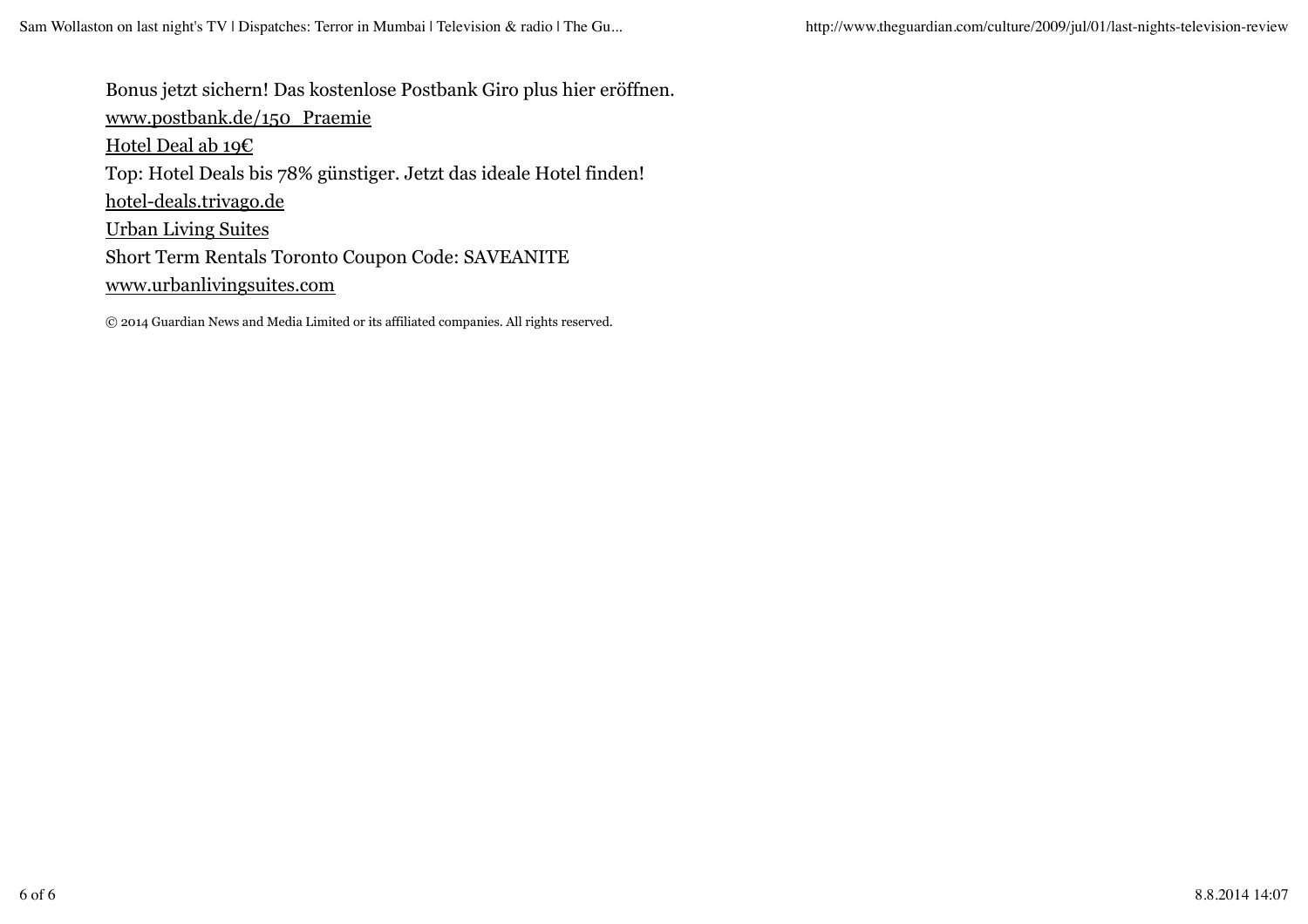Bonus jetzt sichern! Das kostenlose Postbank Giro plus hier eröffnen.

www.postbank.de/150_Praemie

Hotel Deal ab 19€

Top: Hotel Deals bis 78% günstiger. Jetzt das ideale Hotel finden!

hotel-deals.trivago.de

Urban Living Suites

Short Term Rentals Toronto Coupon Code: SAVEANITE

www.urbanlivingsuites.com

© 2014 Guardian News and Media Limited or its affiliated companies. All rights reserved.